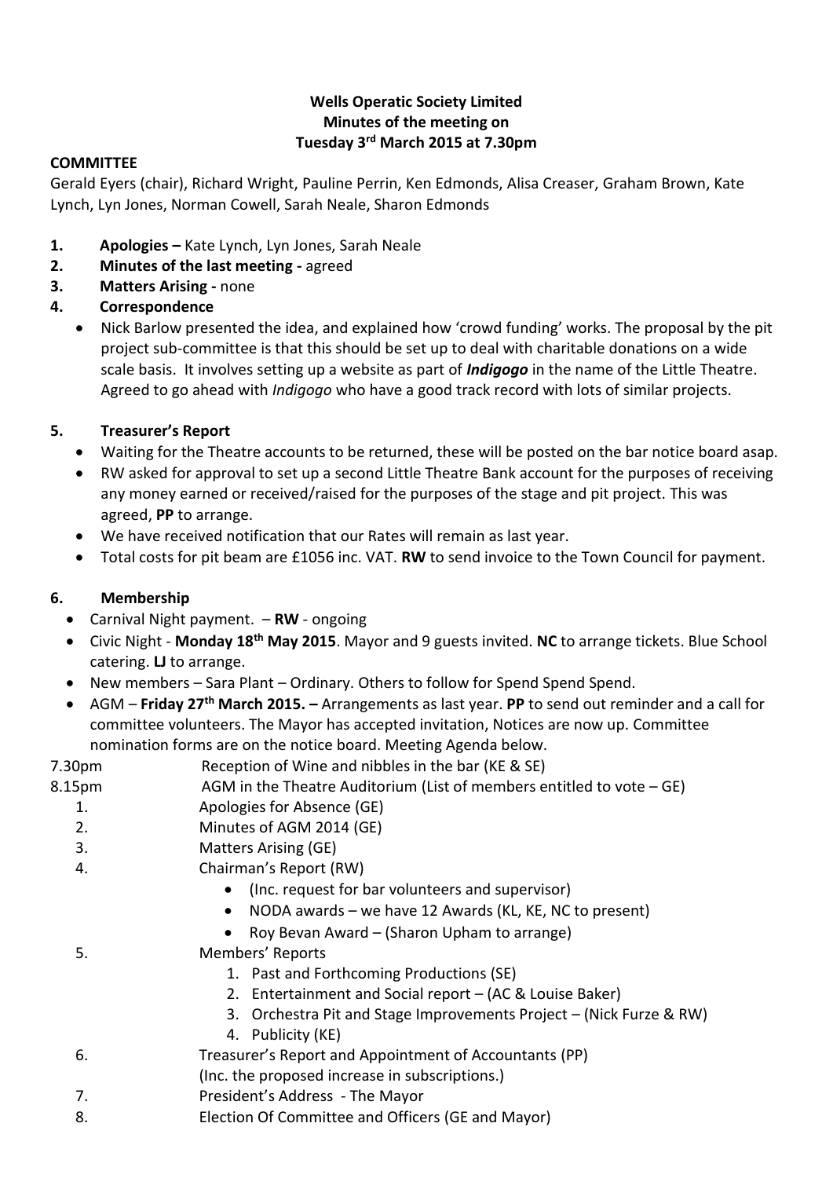**Wells Operatic Society Limited**
**Minutes of the meeting on**
**Tuesday 3rd March 2015 at 7.30pm**

**COMMITTEE**

Gerald Eyers (chair), Richard Wright, Pauline Perrin, Ken Edmonds, Alisa Creaser, Graham Brown, Kate Lynch, Lyn Jones, Norman Cowell, Sarah Neale, Sharon Edmonds

1. **Apologies –** Kate Lynch, Lyn Jones, Sarah Neale
2. **Minutes of the last meeting -** agreed
3. **Matters Arising -** none
4. **Correspondence**
   - Nick Barlow presented the idea, and explained how 'crowd funding' works. The proposal by the pit project sub-committee is that this should be set up to deal with charitable donations on a wide scale basis. It involves setting up a website as part of ***Indigogo*** in the name of the Little Theatre. Agreed to go ahead with *Indigogo* who have a good track record with lots of similar projects.

5. **Treasurer's Report**
   - Waiting for the Theatre accounts to be returned, these will be posted on the bar notice board asap.
   - RW asked for approval to set up a second Little Theatre Bank account for the purposes of receiving any money earned or received/raised for the purposes of the stage and pit project. This was agreed, **PP** to arrange.
   - We have received notification that our Rates will remain as last year.
   - Total costs for pit beam are £1056 inc. VAT. **RW** to send invoice to the Town Council for payment.

6. **Membership**
   - Carnival Night payment. – **RW** - ongoing
   - Civic Night - **Monday 18th May 2015**. Mayor and 9 guests invited. **NC** to arrange tickets. Blue School catering. **LJ** to arrange.
   - New members – Sara Plant – Ordinary. Others to follow for Spend Spend Spend.
   - AGM – **Friday 27th March 2015. –** Arrangements as last year. **PP** to send out reminder and a call for committee volunteers. The Mayor has accepted invitation, Notices are now up. Committee nomination forms are on the notice board. Meeting Agenda below.

7.30pm Reception of Wine and nibbles in the bar (KE & SE)

8.15pm AGM in the Theatre Auditorium (List of members entitled to vote – GE)

1. Apologies for Absence (GE)
2. Minutes of AGM 2014 (GE)
3. Matters Arising (GE)
4. Chairman's Report (RW)
   - (Inc. request for bar volunteers and supervisor)
   - NODA awards – we have 12 Awards (KL, KE, NC to present)
   - Roy Bevan Award – (Sharon Upham to arrange)
5. Members' Reports
   1. Past and Forthcoming Productions (SE)
   2. Entertainment and Social report – (AC & Louise Baker)
   3. Orchestra Pit and Stage Improvements Project – (Nick Furze & RW)
   4. Publicity (KE)
6. Treasurer's Report and Appointment of Accountants (PP)
   (Inc. the proposed increase in subscriptions.)
7. President's Address - The Mayor
8. Election Of Committee and Officers (GE and Mayor)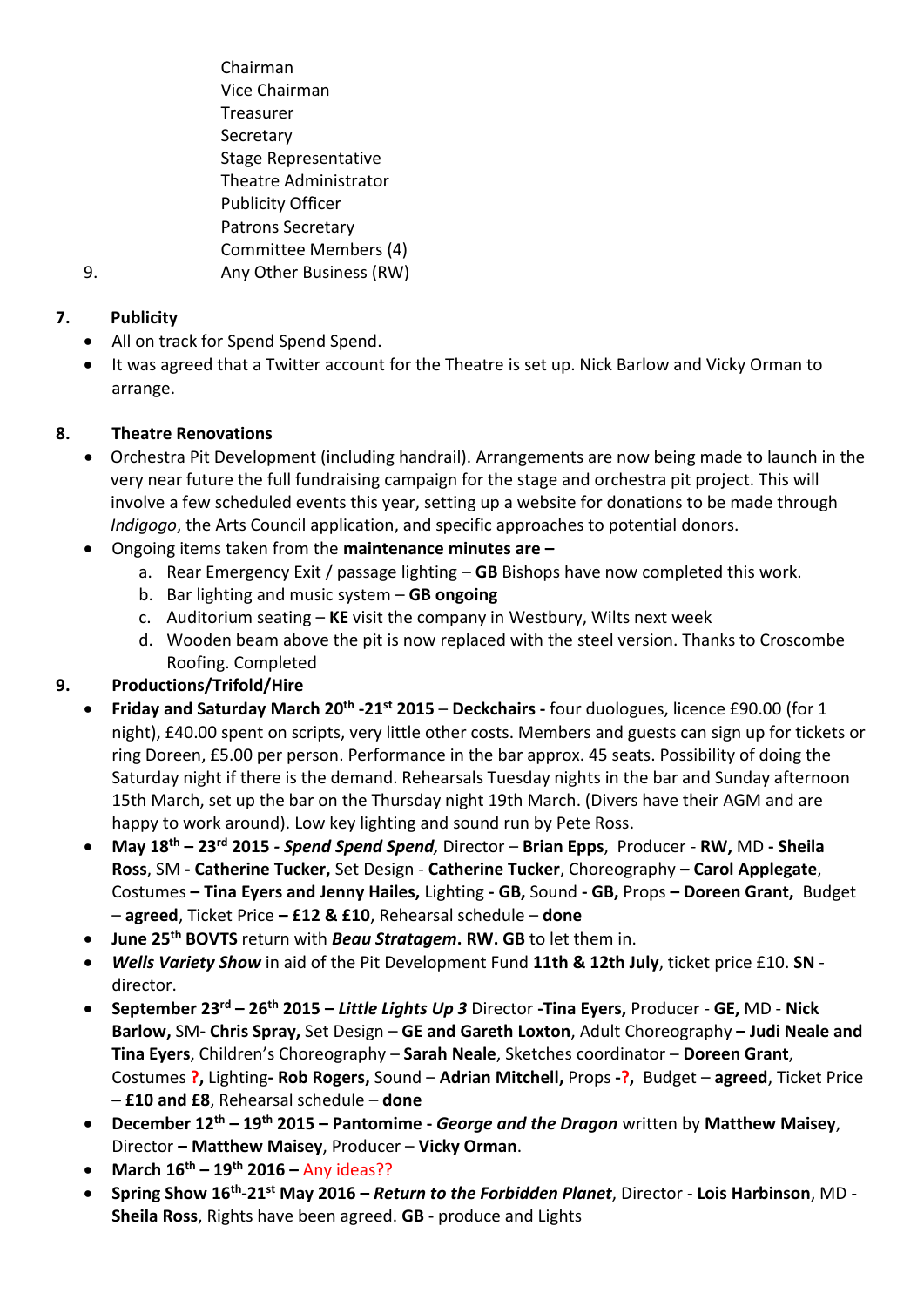Chairman
Vice Chairman
Treasurer
Secretary
Stage Representative
Theatre Administrator
Publicity Officer
Patrons Secretary
Committee Members (4)

9. Any Other Business (RW)

**7. Publicity**

- All on track for Spend Spend Spend.
- It was agreed that a Twitter account for the Theatre is set up. Nick Barlow and Vicky Orman to arrange.

**8. Theatre Renovations**

- Orchestra Pit Development (including handrail). Arrangements are now being made to launch in the very near future the full fundraising campaign for the stage and orchestra pit project. This will involve a few scheduled events this year, setting up a website for donations to be made through *Indigogo*, the Arts Council application, and specific approaches to potential donors.
- Ongoing items taken from the **maintenance minutes are –**
    a. Rear Emergency Exit / passage lighting – **GB** Bishops have now completed this work.
    b. Bar lighting and music system – **GB ongoing**
    c. Auditorium seating – **KE** visit the company in Westbury, Wilts next week
    d. Wooden beam above the pit is now replaced with the steel version. Thanks to Croscombe Roofing. Completed

**9. Productions/Trifold/Hire**

- **Friday and Saturday March 20th -21st 2015** – **Deckchairs -** four duologues, licence £90.00 (for 1 night), £40.00 spent on scripts, very little other costs. Members and guests can sign up for tickets or ring Doreen, £5.00 per person. Performance in the bar approx. 45 seats. Possibility of doing the Saturday night if there is the demand. Rehearsals Tuesday nights in the bar and Sunday afternoon 15th March, set up the bar on the Thursday night 19th March. (Divers have their AGM and are happy to work around). Low key lighting and sound run by Pete Ross.
- **May 18th – 23rd 2015** - ***Spend Spend Spend**,* Director – **Brian Epps**, Producer - **RW,** MD **- Sheila Ross**, SM **- Catherine Tucker,** Set Design - **Catherine Tucker**, Choreography **– Carol Applegate**, Costumes **– Tina Eyers and Jenny Hailes,** Lighting **- GB,** Sound **- GB,** Props **– Doreen Grant,** Budget – **agreed**, Ticket Price **– £12 & £10**, Rehearsal schedule – **done**
- **June 25th BOVTS** return with ***Beau Stratagem*. RW. GB** to let them in.
- ***Wells Variety Show*** in aid of the Pit Development Fund **11th & 12th July**, ticket price £10. **SN** - director.
- **September 23rd – 26th 2015 –** ***Little Lights Up 3*** Director **-Tina Eyers,** Producer - **GE,** MD - **Nick Barlow,** SM**- Chris Spray,** Set Design – **GE and Gareth Loxton**, Adult Choreography **– Judi Neale and Tina Eyers**, Children's Choreography – **Sarah Neale**, Sketches coordinator – **Doreen Grant**, Costumes **?,** Lighting**- Rob Rogers,** Sound – **Adrian Mitchell,** Props **-?,** Budget – **agreed**, Ticket Price **– £10 and £8**, Rehearsal schedule – **done**
- **December 12th – 19th 2015 – Pantomime -** ***George and the Dragon*** written by **Matthew Maisey**, Director – **Matthew Maisey**, Producer – **Vicky Orman**.
- **March 16th – 19th 2016 –** Any ideas??
- **Spring Show 16th-21st May 2016 –** ***Return to the Forbidden Planet***, Director - **Lois Harbinson**, MD - **Sheila Ross**, Rights have been agreed. **GB** - produce and Lights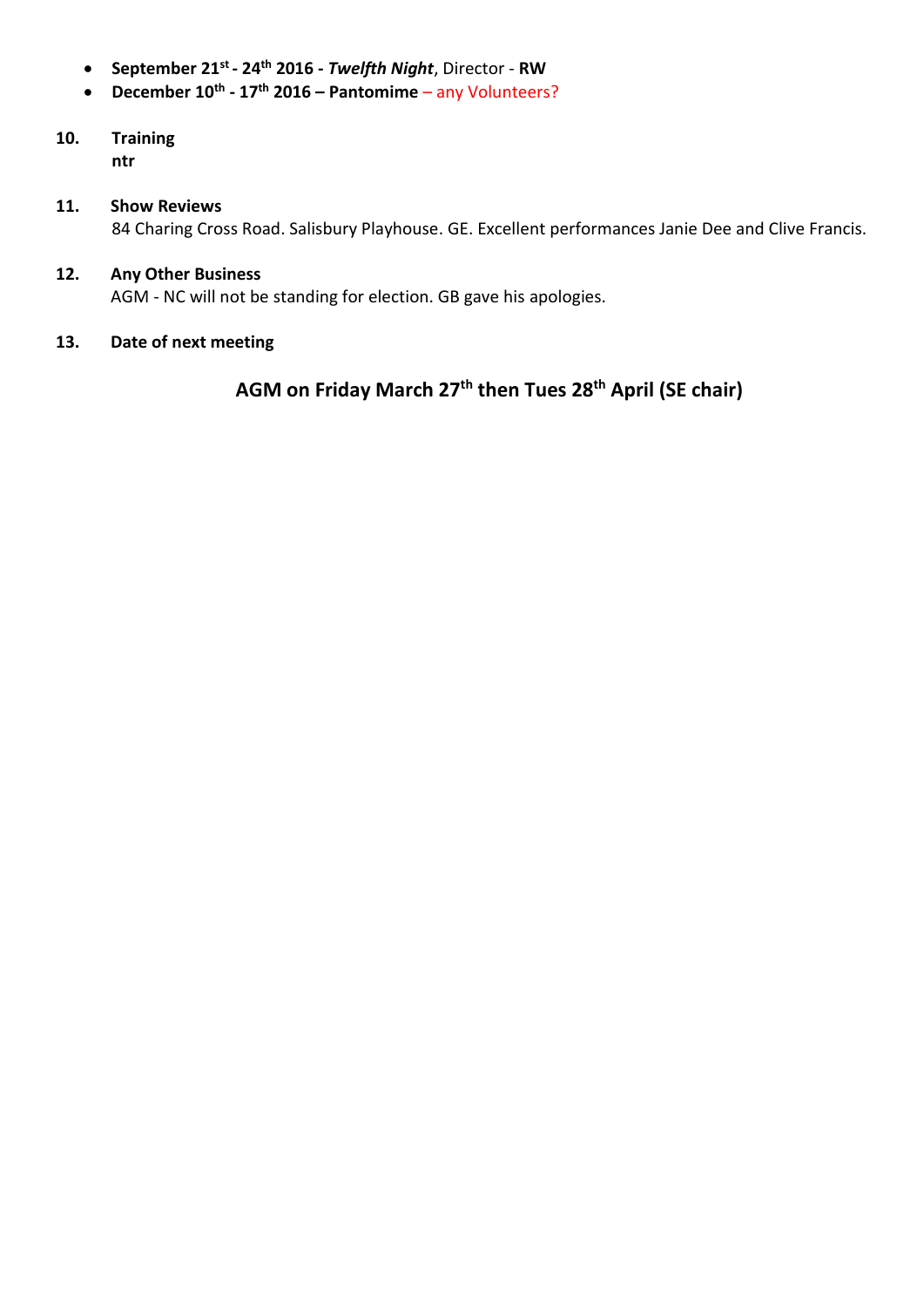- **September 21st - 24th 2016 - *Twelfth Night***, Director - **RW**
- **December 10th - 17th 2016 – Pantomime** – any Volunteers?

**10. Training**

**ntr**

**11. Show Reviews**

84 Charing Cross Road. Salisbury Playhouse. GE. Excellent performances Janie Dee and Clive Francis.

**12. Any Other Business**

AGM - NC will not be standing for election. GB gave his apologies.

**13. Date of next meeting**

**AGM on Friday March 27th then Tues 28th April (SE chair)**